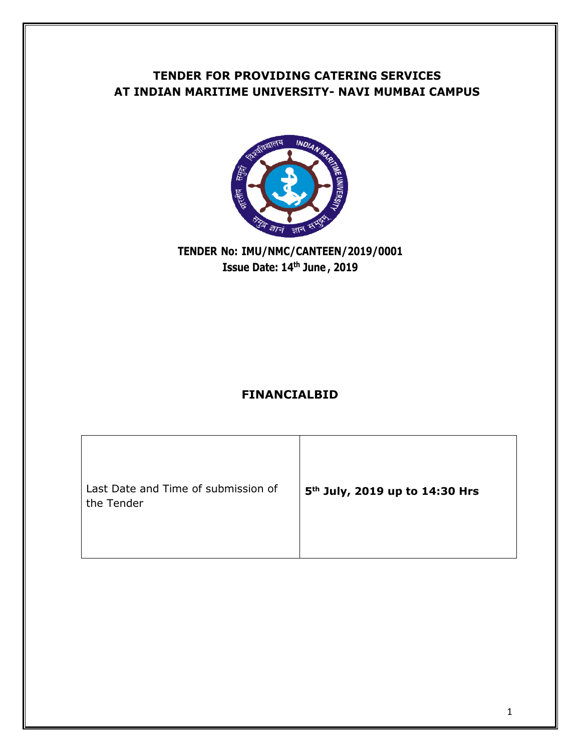# TENDER FOR PROVIDING CATERING SERVICES AT INDIAN MARITIME UNIVERSITY- NAVI MUMBAI CAMPUS

**TENDER No: IMU/NMC/CANTEEN/2019/0001**
**Issue Date: 14th June, 2019**

## FINANCIALBID

| Last Date and Time of submission of the Tender | **5th July, 2019 up to 14:30 Hrs** |
|---|---|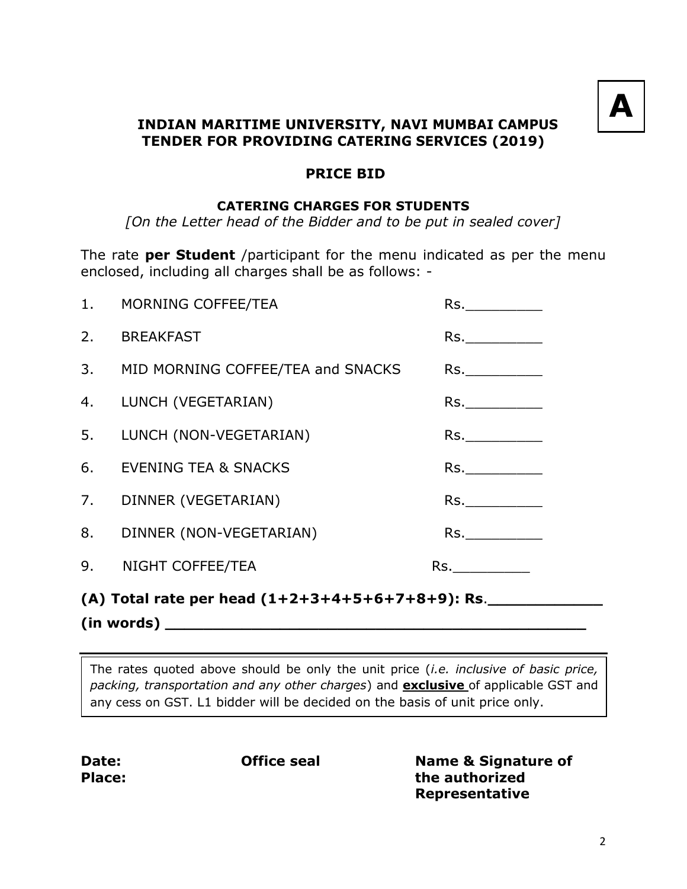**A**

**INDIAN MARITIME UNIVERSITY, NAVI MUMBAI CAMPUS**
**TENDER FOR PROVIDING CATERING SERVICES (2019)**

**PRICE BID**

**CATERING CHARGES FOR STUDENTS**
*[On the Letter head of the Bidder and to be put in sealed cover]*

The rate **per Student** /participant for the menu indicated as per the menu enclosed, including all charges shall be as follows: -

1. MORNING COFFEE/TEA Rs.__________
2. BREAKFAST Rs.__________
3. MID MORNING COFFEE/TEA and SNACKS Rs.__________
4. LUNCH (VEGETARIAN) Rs.__________
5. LUNCH (NON-VEGETARIAN) Rs.__________
6. EVENING TEA & SNACKS Rs.__________
7. DINNER (VEGETARIAN) Rs.__________
8. DINNER (NON-VEGETARIAN) Rs.__________
9. NIGHT COFFEE/TEA Rs.__________

**(A) Total rate per head (1+2+3+4+5+6+7+8+9): Rs**.____________

**(in words)** ______________________________________________

The rates quoted above should be only the unit price (*i.e. inclusive of basic price, packing, transportation and any other charges*) and **exclusive** of applicable GST and any cess on GST. L1 bidder will be decided on the basis of unit price only.

**Date:**
**Place:**

**Office seal**

**Name & Signature of the authorized Representative**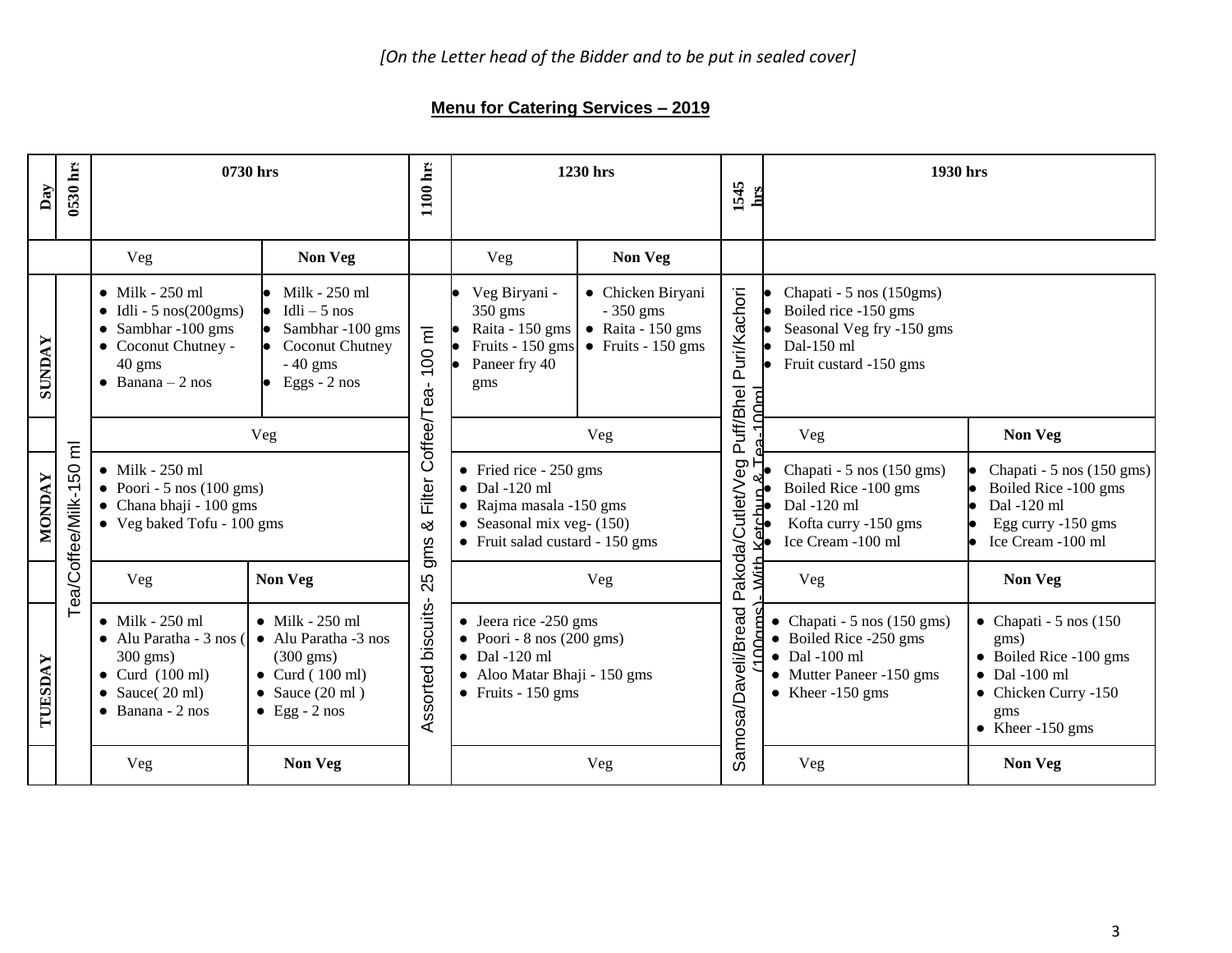*[On the Letter head of the Bidder and to be put in sealed cover]*

## Menu for Catering Services – 2019

| Day | 0530 hrs | 0730 hrs | | 1100 hrs | 1230 hrs | | 1545 hrs | 1930 hrs | |
|---|---|---|---|---|---|---|---|---|---|
| | | Veg | Non Veg | | Veg | Non Veg | | | |
| SUNDAY | Tea/Coffee/Milk-150 ml | • Milk - 250 ml<br>• Idli - 5 nos(200gms)<br>• Sambhar -100 gms<br>• Coconut Chutney - 40 gms<br>• Banana – 2 nos | • Milk - 250 ml<br>• Idli – 5 nos<br>• Sambhar -100 gms<br>• Coconut Chutney - 40 gms<br>• Eggs - 2 nos | Assorted biscuits- 25 gms & Filter Coffee/Tea- 100 ml | • Veg Biryani - 350 gms<br>• Raita - 150 gms<br>• Fruits - 150 gms<br>• Paneer fry 40 gms | • Chicken Biryani - 350 gms<br>• Raita - 150 gms<br>• Fruits - 150 gms | Samosa/Daveli/Bread Pakoda/Cutlet/Veg Puff/Bhel Puri/Kachori (100gms)- With Ketchup & Tea-100ml | • Chapati - 5 nos (150gms)<br>• Boiled rice -150 gms<br>• Seasonal Veg fry -150 gms<br>• Dal-150 ml<br>• Fruit custard -150 gms | |
| | | Veg | | | Veg | | | Veg | Non Veg |
| MONDAY | | • Milk - 250 ml<br>• Poori - 5 nos (100 gms)<br>• Chana bhaji - 100 gms<br>• Veg baked Tofu - 100 gms | | | • Fried rice - 250 gms<br>• Dal -120 ml<br>• Rajma masala -150 gms<br>• Seasonal mix veg- (150)<br>• Fruit salad custard - 150 gms | | | • Chapati - 5 nos (150 gms)<br>• Boiled Rice -100 gms<br>• Dal -120 ml<br>• Kofta curry -150 gms<br>• Ice Cream -100 ml | • Chapati - 5 nos (150 gms)<br>• Boiled Rice -100 gms<br>• Dal -120 ml<br>• Egg curry -150 gms<br>• Ice Cream -100 ml |
| | | Veg | Non Veg | | Veg | | | Veg | Non Veg |
| TUESDAY | | • Milk - 250 ml<br>• Alu Paratha - 3 nos ( 300 gms)<br>• Curd (100 ml)<br>• Sauce( 20 ml)<br>• Banana - 2 nos | • Milk - 250 ml<br>• Alu Paratha -3 nos (300 gms)<br>• Curd ( 100 ml)<br>• Sauce (20 ml )<br>• Egg - 2 nos | | • Jeera rice -250 gms<br>• Poori - 8 nos (200 gms)<br>• Dal -120 ml<br>• Aloo Matar Bhaji - 150 gms<br>• Fruits - 150 gms | | | • Chapati - 5 nos (150 gms)<br>• Boiled Rice -250 gms<br>• Dal -100 ml<br>• Mutter Paneer -150 gms<br>• Kheer -150 gms | • Chapati - 5 nos (150 gms)<br>• Boiled Rice -100 gms<br>• Dal -100 ml<br>• Chicken Curry -150 gms<br>• Kheer -150 gms |
| | | Veg | Non Veg | | Veg | | | Veg | Non Veg |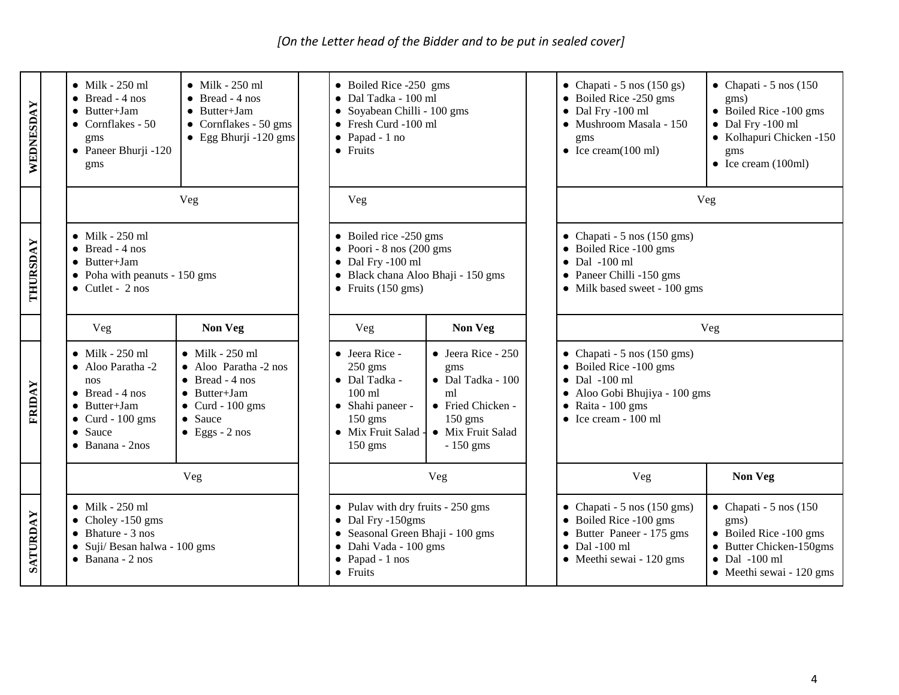*[On the Letter head of the Bidder and to be put in sealed cover]*

| Day | | Breakfast (Veg) | Breakfast (Non Veg) | | Lunch (Veg) | Lunch (Non Veg) | | Dinner (Veg) | Dinner (Non Veg) |
|---|---|---|---|---|---|---|---|---|---|
| **WEDNESDAY** | | • Milk - 250 ml<br>• Bread - 4 nos<br>• Butter+Jam<br>• Cornflakes - 50 gms<br>• Paneer Bhurji -120 gms | • Milk - 250 ml<br>• Bread - 4 nos<br>• Butter+Jam<br>• Cornflakes - 50 gms<br>• Egg Bhurji -120 gms | | • Boiled Rice -250 gms<br>• Dal Tadka - 100 ml<br>• Soyabean Chilli - 100 gms<br>• Fresh Curd -100 ml<br>• Papad - 1 no<br>• Fruits | | | • Chapati - 5 nos (150 gs)<br>• Boiled Rice -250 gms<br>• Dal Fry -100 ml<br>• Mushroom Masala - 150 gms<br>• Ice cream(100 ml) | • Chapati - 5 nos (150 gms)<br>• Boiled Rice -100 gms<br>• Dal Fry -100 ml<br>• Kolhapuri Chicken -150 gms<br>• Ice cream (100ml) |
| | | Veg | | | Veg | | | Veg | |
| **THURSDAY** | | • Milk - 250 ml<br>• Bread - 4 nos<br>• Butter+Jam<br>• Poha with peanuts - 150 gms<br>• Cutlet - 2 nos | | | • Boiled rice -250 gms<br>• Poori - 8 nos (200 gms<br>• Dal Fry -100 ml<br>• Black chana Aloo Bhaji - 150 gms<br>• Fruits (150 gms) | | | • Chapati - 5 nos (150 gms)<br>• Boiled Rice -100 gms<br>• Dal -100 ml<br>• Paneer Chilli -150 gms<br>• Milk based sweet - 100 gms | |
| | | Veg | **Non Veg** | | Veg | **Non Veg** | | Veg | |
| **FRIDAY** | | • Milk - 250 ml<br>• Aloo Paratha -2 nos<br>• Bread - 4 nos<br>• Butter+Jam<br>• Curd - 100 gms<br>• Sauce<br>• Banana - 2nos | • Milk - 250 ml<br>• Aloo Paratha -2 nos<br>• Bread - 4 nos<br>• Butter+Jam<br>• Curd - 100 gms<br>• Sauce<br>• Eggs - 2 nos | | • Jeera Rice - 250 gms<br>• Dal Tadka - 100 ml<br>• Shahi paneer - 150 gms<br>• Mix Fruit Salad - 150 gms | • Jeera Rice - 250 gms<br>• Dal Tadka - 100 ml<br>• Fried Chicken - 150 gms<br>• Mix Fruit Salad - 150 gms | | • Chapati - 5 nos (150 gms)<br>• Boiled Rice -100 gms<br>• Dal -100 ml<br>• Aloo Gobi Bhujiya - 100 gms<br>• Raita - 100 gms<br>• Ice cream - 100 ml | |
| | | Veg | | | Veg | | | Veg | **Non Veg** |
| **SATURDAY** | | • Milk - 250 ml<br>• Choley -150 gms<br>• Bhature - 3 nos<br>• Suji/ Besan halwa - 100 gms<br>• Banana - 2 nos | | | • Pulav with dry fruits - 250 gms<br>• Dal Fry -150gms<br>• Seasonal Green Bhaji - 100 gms<br>• Dahi Vada - 100 gms<br>• Papad - 1 nos<br>• Fruits | | | • Chapati - 5 nos (150 gms)<br>• Boiled Rice -100 gms<br>• Butter Paneer - 175 gms<br>• Dal -100 ml<br>• Meethi sewai - 120 gms | • Chapati - 5 nos (150 gms)<br>• Boiled Rice -100 gms<br>• Butter Chicken-150gms<br>• Dal -100 ml<br>• Meethi sewai - 120 gms |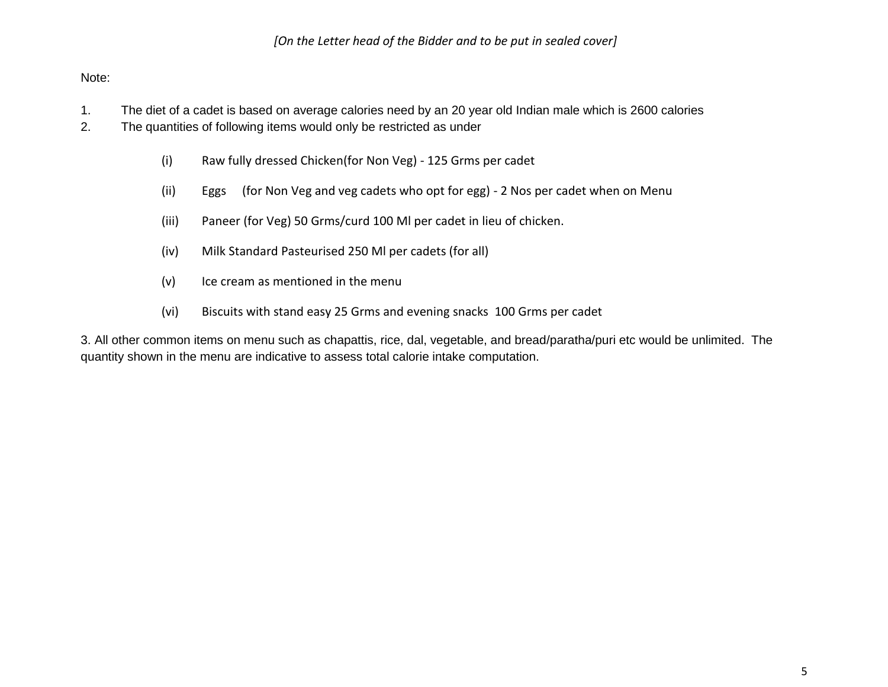*[On the Letter head of the Bidder and to be put in sealed cover]*

Note:

1. The diet of a cadet is based on average calories need by an 20 year old Indian male which is 2600 calories
2. The quantities of following items would only be restricted as under

   (i) Raw fully dressed Chicken(for Non Veg) - 125 Grms per cadet

   (ii) Eggs (for Non Veg and veg cadets who opt for egg) - 2 Nos per cadet when on Menu

   (iii) Paneer (for Veg) 50 Grms/curd 100 Ml per cadet in lieu of chicken.

   (iv) Milk Standard Pasteurised 250 Ml per cadets (for all)

   (v) Ice cream as mentioned in the menu

   (vi) Biscuits with stand easy 25 Grms and evening snacks 100 Grms per cadet

3. All other common items on menu such as chapattis, rice, dal, vegetable, and bread/paratha/puri etc would be unlimited. The quantity shown in the menu are indicative to assess total calorie intake computation.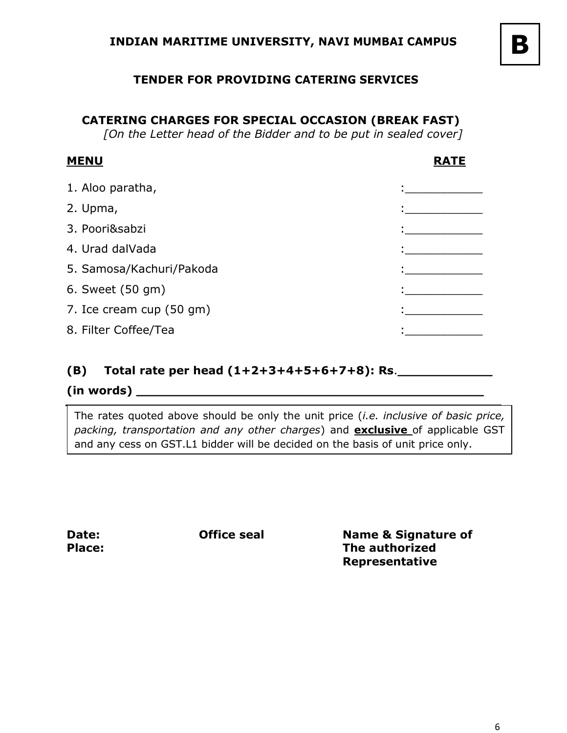**B**

**INDIAN MARITIME UNIVERSITY, NAVI MUMBAI CAMPUS**

**TENDER FOR PROVIDING CATERING SERVICES**

**CATERING CHARGES FOR SPECIAL OCCASION (BREAK FAST)**

*[On the Letter head of the Bidder and to be put in sealed cover]*

| **MENU** | **RATE** |
|---|---|
| 1. Aloo paratha, | :___________ |
| 2. Upma, | :___________ |
| 3. Poori&sabzi | :___________ |
| 4. Urad dalVada | :___________ |
| 5. Samosa/Kachuri/Pakoda | :___________ |
| 6. Sweet (50 gm) | :___________ |
| 7. Ice cream cup (50 gm) | :___________ |
| 8. Filter Coffee/Tea | :___________ |

**(B) Total rate per head (1+2+3+4+5+6+7+8): Rs**.____________

**(in words)** ______________________________________________

The rates quoted above should be only the unit price (*i.e. inclusive of basic price, packing, transportation and any other charges*) and **exclusive** of applicable GST and any cess on GST.L1 bidder will be decided on the basis of unit price only.

**Date:** **Office seal** **Name & Signature of The authorized Representative**

**Place:**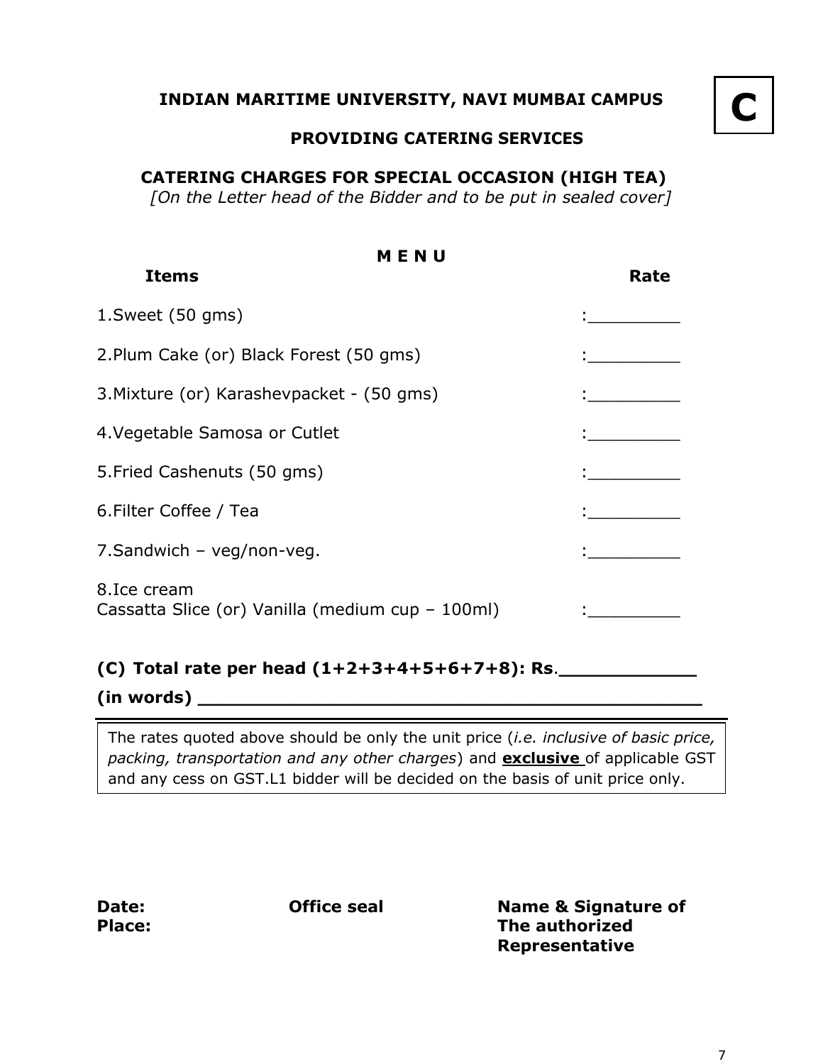**C**

# INDIAN MARITIME UNIVERSITY, NAVI MUMBAI CAMPUS

## PROVIDING CATERING SERVICES

## CATERING CHARGES FOR SPECIAL OCCASION (HIGH TEA)

*[On the Letter head of the Bidder and to be put in sealed cover]*

**M E N U**

| **Items** | **Rate** |
|---|---|
| 1.Sweet (50 gms) | :_________ |
| 2.Plum Cake (or) Black Forest (50 gms) | :_________ |
| 3.Mixture (or) Karashevpacket - (50 gms) | :_________ |
| 4.Vegetable Samosa or Cutlet | :_________ |
| 5.Fried Cashenuts (50 gms) | :_________ |
| 6.Filter Coffee / Tea | :_________ |
| 7.Sandwich – veg/non-veg. | :_________ |
| 8.Ice cream<br>Cassatta Slice (or) Vanilla (medium cup – 100ml) | :_________ |

**(C) Total rate per head (1+2+3+4+5+6+7+8): Rs.____________**

**(in words) _____________________________________________**

The rates quoted above should be only the unit price (*i.e. inclusive of basic price, packing, transportation and any other charges*) and **exclusive** of applicable GST and any cess on GST.L1 bidder will be decided on the basis of unit price only.

**Date:**
**Place:**

**Office seal**

**Name & Signature of The authorized Representative**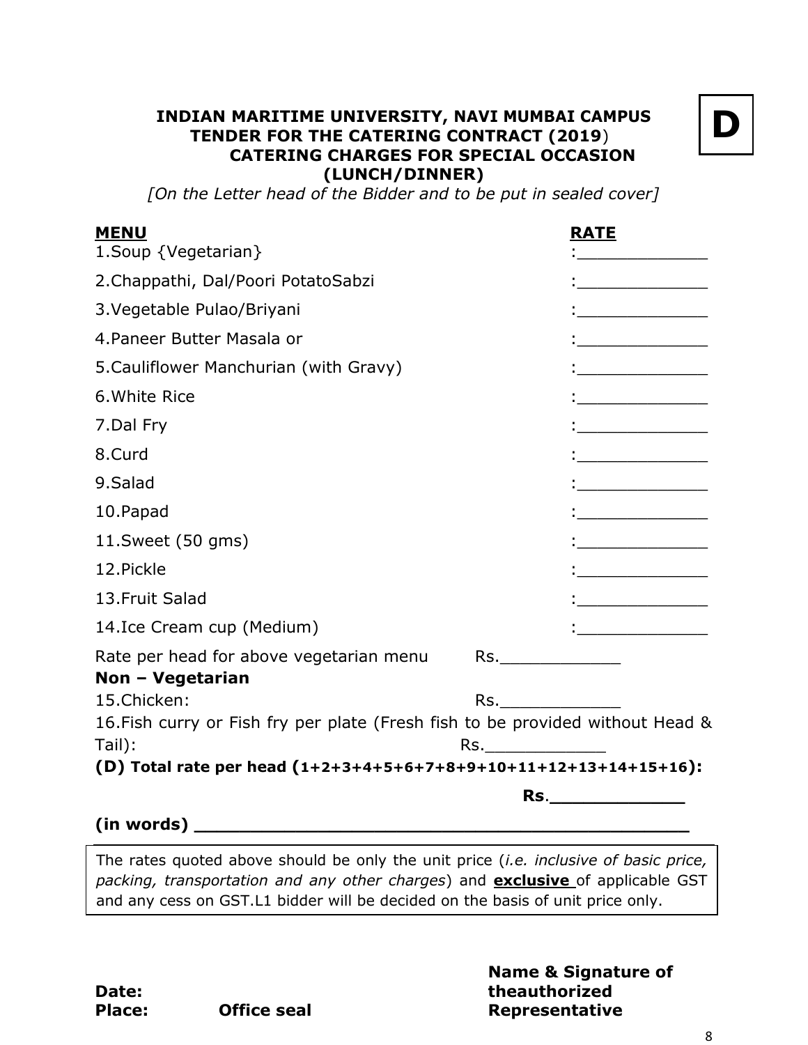**D**

# INDIAN MARITIME UNIVERSITY, NAVI MUMBAI CAMPUS
## TENDER FOR THE CATERING CONTRACT (2019)
## CATERING CHARGES FOR SPECIAL OCCASION (LUNCH/DINNER)

*[On the Letter head of the Bidder and to be put in sealed cover]*

| **MENU** | **RATE** |
|---|---|
| 1.Soup {Vegetarian} | :_____________ |
| 2.Chappathi, Dal/Poori PotatoSabzi | :_____________ |
| 3.Vegetable Pulao/Briyani | :_____________ |
| 4.Paneer Butter Masala or | :_____________ |
| 5.Cauliflower Manchurian (with Gravy) | :_____________ |
| 6.White Rice | :_____________ |
| 7.Dal Fry | :_____________ |
| 8.Curd | :_____________ |
| 9.Salad | :_____________ |
| 10.Papad | :_____________ |
| 11.Sweet (50 gms) | :_____________ |
| 12.Pickle | :_____________ |
| 13.Fruit Salad | :_____________ |
| 14.Ice Cream cup (Medium) | :_____________ |

Rate per head for above vegetarian menu Rs.____________

**Non – Vegetarian**

15.Chicken: Rs.____________

16.Fish curry or Fish fry per plate (Fresh fish to be provided without Head & Tail): Rs.____________

**(D) Total rate per head (1+2+3+4+5+6+7+8+9+10+11+12+13+14+15+16):**

**Rs.____________**

**(in words) ______________________________________________**

The rates quoted above should be only the unit price (*i.e. inclusive of basic price, packing, transportation and any other charges*) and **exclusive** of applicable GST and any cess on GST.L1 bidder will be decided on the basis of unit price only.

**Date:**

**Place:** **Office seal**

**Name & Signature of theauthorized Representative**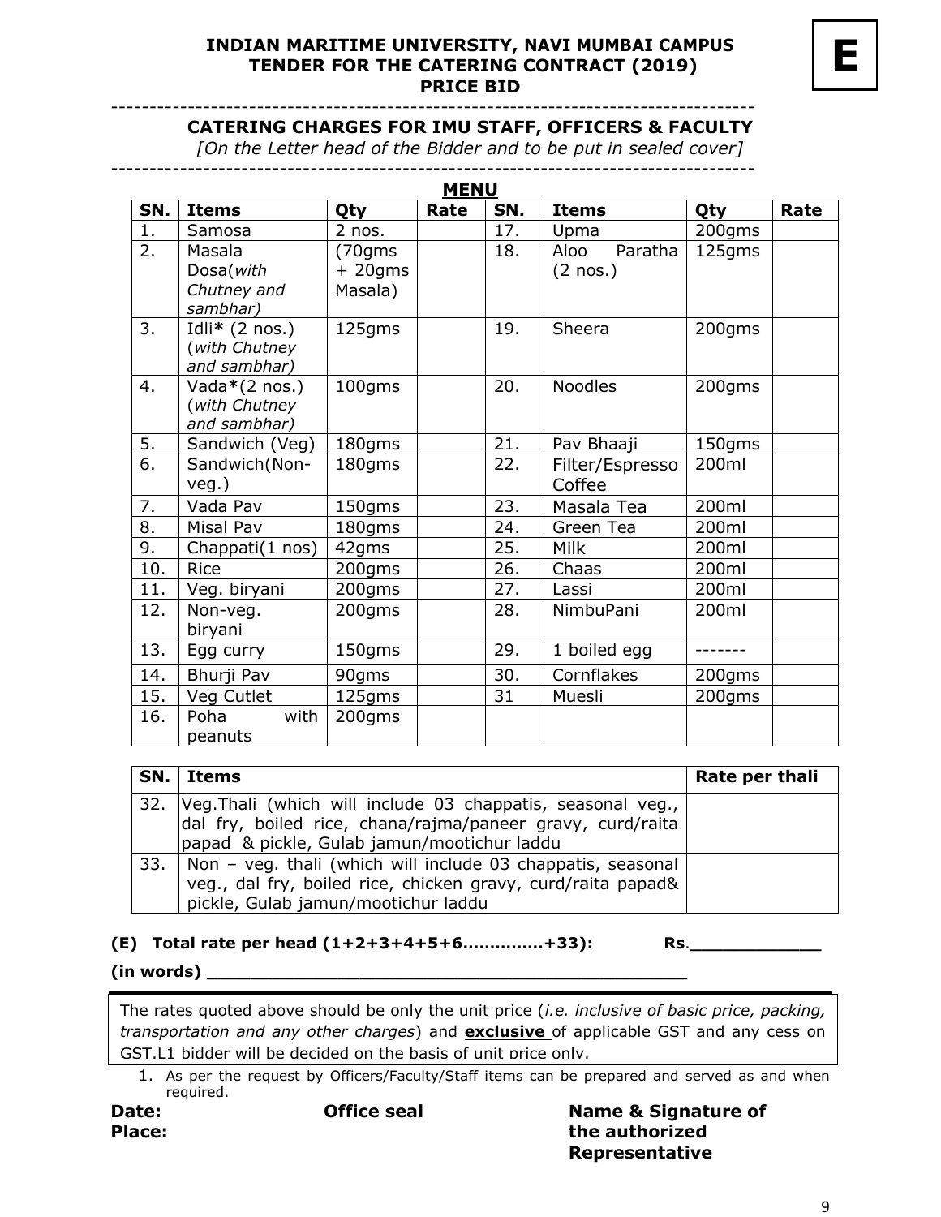**E**

# INDIAN MARITIME UNIVERSITY, NAVI MUMBAI CAMPUS
## TENDER FOR THE CATERING CONTRACT (2019)
## PRICE BID

---

### CATERING CHARGES FOR IMU STAFF, OFFICERS & FACULTY

*[On the Letter head of the Bidder and to be put in sealed cover]*

---

**MENU**

| SN. | Items | Qty | Rate | SN. | Items | Qty | Rate |
|---|---|---|---|---|---|---|---|
| 1. | Samosa | 2 nos. | | 17. | Upma | 200gms | |
| 2. | Masala Dosa(*with Chutney and sambhar)* | (70gms + 20gms Masala) | | 18. | Aloo Paratha (2 nos.) | 125gms | |
| 3. | Idli**\*** (2 nos.) (*with Chutney and sambhar)* | 125gms | | 19. | Sheera | 200gms | |
| 4. | Vada**\***(2 nos.) (*with Chutney and sambhar)* | 100gms | | 20. | Noodles | 200gms | |
| 5. | Sandwich (Veg) | 180gms | | 21. | Pav Bhaaji | 150gms | |
| 6. | Sandwich(Non-veg.) | 180gms | | 22. | Filter/Espresso Coffee | 200ml | |
| 7. | Vada Pav | 150gms | | 23. | Masala Tea | 200ml | |
| 8. | Misal Pav | 180gms | | 24. | Green Tea | 200ml | |
| 9. | Chappati(1 nos) | 42gms | | 25. | Milk | 200ml | |
| 10. | Rice | 200gms | | 26. | Chaas | 200ml | |
| 11. | Veg. biryani | 200gms | | 27. | Lassi | 200ml | |
| 12. | Non-veg. biryani | 200gms | | 28. | NimbuPani | 200ml | |
| 13. | Egg curry | 150gms | | 29. | 1 boiled egg | ------- | |
| 14. | Bhurji Pav | 90gms | | 30. | Cornflakes | 200gms | |
| 15. | Veg Cutlet | 125gms | | 31 | Muesli | 200gms | |
| 16. | Poha with peanuts | 200gms | | | | | |

| SN. | Items | Rate per thali |
|---|---|---|
| 32. | Veg.Thali (which will include 03 chappatis, seasonal veg., dal fry, boiled rice, chana/rajma/paneer gravy, curd/raita papad & pickle, Gulab jamun/mootichur laddu | |
| 33. | Non – veg. thali (which will include 03 chappatis, seasonal veg., dal fry, boiled rice, chicken gravy, curd/raita papad& pickle, Gulab jamun/mootichur laddu | |

**(E) Total rate per head (1+2+3+4+5+6..............+33): Rs.____________**

**(in words) ____________________________________________**

The rates quoted above should be only the unit price (*i.e. inclusive of basic price, packing, transportation and any other charges*) and **exclusive** of applicable GST and any cess on GST.L1 bidder will be decided on the basis of unit price only.

1. As per the request by Officers/Faculty/Staff items can be prepared and served as and when required.

**Date:**
**Place:**

**Office seal**

**Name & Signature of the authorized Representative**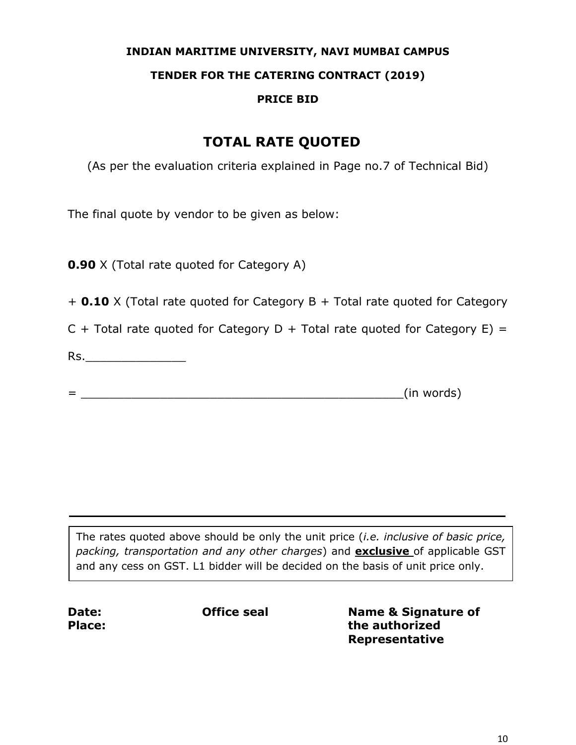**INDIAN MARITIME UNIVERSITY, NAVI MUMBAI CAMPUS**

**TENDER FOR THE CATERING CONTRACT (2019)**

**PRICE BID**

# TOTAL RATE QUOTED

(As per the evaluation criteria explained in Page no.7 of Technical Bid)

The final quote by vendor to be given as below:

**0.90** X (Total rate quoted for Category A)

+ **0.10** X (Total rate quoted for Category B + Total rate quoted for Category C + Total rate quoted for Category D + Total rate quoted for Category E) = Rs.______________

= ______________________________________________(in words)

---

> The rates quoted above should be only the unit price (*i.e. inclusive of basic price, packing, transportation and any other charges*) and **exclusive** of applicable GST and any cess on GST. L1 bidder will be decided on the basis of unit price only.

**Date:**
**Place:**

**Office seal**

**Name & Signature of the authorized Representative**